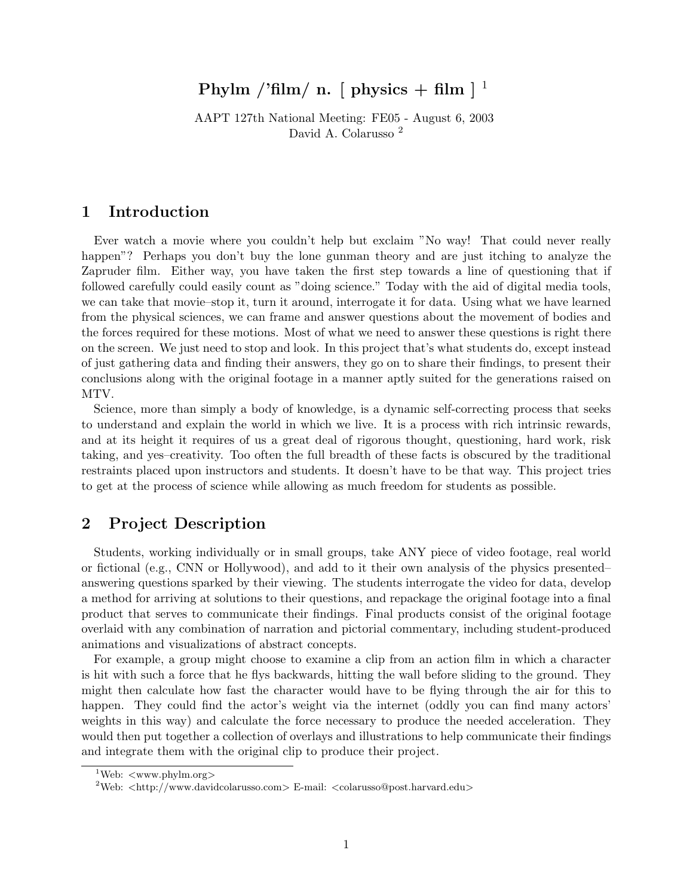# Phylm /'film/ n. [ physics + film ] [1]

AAPT 127th National Meeting: FE05 - August 6, 2003
David A. Colarusso [2]

## 1 Introduction

Ever watch a movie where you couldn't help but exclaim "No way! That could never really happen"? Perhaps you don't buy the lone gunman theory and are just itching to analyze the Zapruder film. Either way, you have taken the first step towards a line of questioning that if followed carefully could easily count as "doing science." Today with the aid of digital media tools, we can take that movie–stop it, turn it around, interrogate it for data. Using what we have learned from the physical sciences, we can frame and answer questions about the movement of bodies and the forces required for these motions. Most of what we need to answer these questions is right there on the screen. We just need to stop and look. In this project that's what students do, except instead of just gathering data and finding their answers, they go on to share their findings, to present their conclusions along with the original footage in a manner aptly suited for the generations raised on MTV.

Science, more than simply a body of knowledge, is a dynamic self-correcting process that seeks to understand and explain the world in which we live. It is a process with rich intrinsic rewards, and at its height it requires of us a great deal of rigorous thought, questioning, hard work, risk taking, and yes–creativity. Too often the full breadth of these facts is obscured by the traditional restraints placed upon instructors and students. It doesn't have to be that way. This project tries to get at the process of science while allowing as much freedom for students as possible.

## 2 Project Description

Students, working individually or in small groups, take ANY piece of video footage, real world or fictional (e.g., CNN or Hollywood), and add to it their own analysis of the physics presented– answering questions sparked by their viewing. The students interrogate the video for data, develop a method for arriving at solutions to their questions, and repackage the original footage into a final product that serves to communicate their findings. Final products consist of the original footage overlaid with any combination of narration and pictorial commentary, including student-produced animations and visualizations of abstract concepts.

For example, a group might choose to examine a clip from an action film in which a character is hit with such a force that he flys backwards, hitting the wall before sliding to the ground. They might then calculate how fast the character would have to be flying through the air for this to happen. They could find the actor's weight via the internet (oddly you can find many actors' weights in this way) and calculate the force necessary to produce the needed acceleration. They would then put together a collection of overlays and illustrations to help communicate their findings and integrate them with the original clip to produce their project.

[1] Web: <www.phylm.org>

[2] Web: <http://www.davidcolarusso.com> E-mail: <colarusso@post.harvard.edu>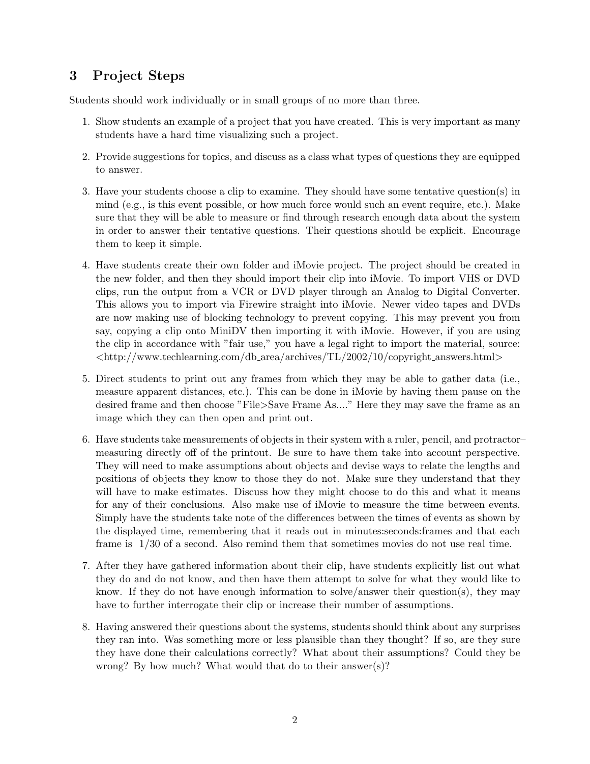## 3 Project Steps

Students should work individually or in small groups of no more than three.

1. Show students an example of a project that you have created. This is very important as many students have a hard time visualizing such a project.

2. Provide suggestions for topics, and discuss as a class what types of questions they are equipped to answer.

3. Have your students choose a clip to examine. They should have some tentative question(s) in mind (e.g., is this event possible, or how much force would such an event require, etc.). Make sure that they will be able to measure or find through research enough data about the system in order to answer their tentative questions. Their questions should be explicit. Encourage them to keep it simple.

4. Have students create their own folder and iMovie project. The project should be created in the new folder, and then they should import their clip into iMovie. To import VHS or DVD clips, run the output from a VCR or DVD player through an Analog to Digital Converter. This allows you to import via Firewire straight into iMovie. Newer video tapes and DVDs are now making use of blocking technology to prevent copying. This may prevent you from say, copying a clip onto MiniDV then importing it with iMovie. However, if you are using the clip in accordance with "fair use," you have a legal right to import the material, source: <http://www.techlearning.com/db_area/archives/TL/2002/10/copyright_answers.html>

5. Direct students to print out any frames from which they may be able to gather data (i.e., measure apparent distances, etc.). This can be done in iMovie by having them pause on the desired frame and then choose "File>Save Frame As...." Here they may save the frame as an image which they can then open and print out.

6. Have students take measurements of objects in their system with a ruler, pencil, and protractor–measuring directly off of the printout. Be sure to have them take into account perspective. They will need to make assumptions about objects and devise ways to relate the lengths and positions of objects they know to those they do not. Make sure they understand that they will have to make estimates. Discuss how they might choose to do this and what it means for any of their conclusions. Also make use of iMovie to measure the time between events. Simply have the students take note of the differences between the times of events as shown by the displayed time, remembering that it reads out in minutes:seconds:frames and that each frame is 1/30 of a second. Also remind them that sometimes movies do not use real time.

7. After they have gathered information about their clip, have students explicitly list out what they do and do not know, and then have them attempt to solve for what they would like to know. If they do not have enough information to solve/answer their question(s), they may have to further interrogate their clip or increase their number of assumptions.

8. Having answered their questions about the systems, students should think about any surprises they ran into. Was something more or less plausible than they thought? If so, are they sure they have done their calculations correctly? What about their assumptions? Could they be wrong? By how much? What would that do to their answer(s)?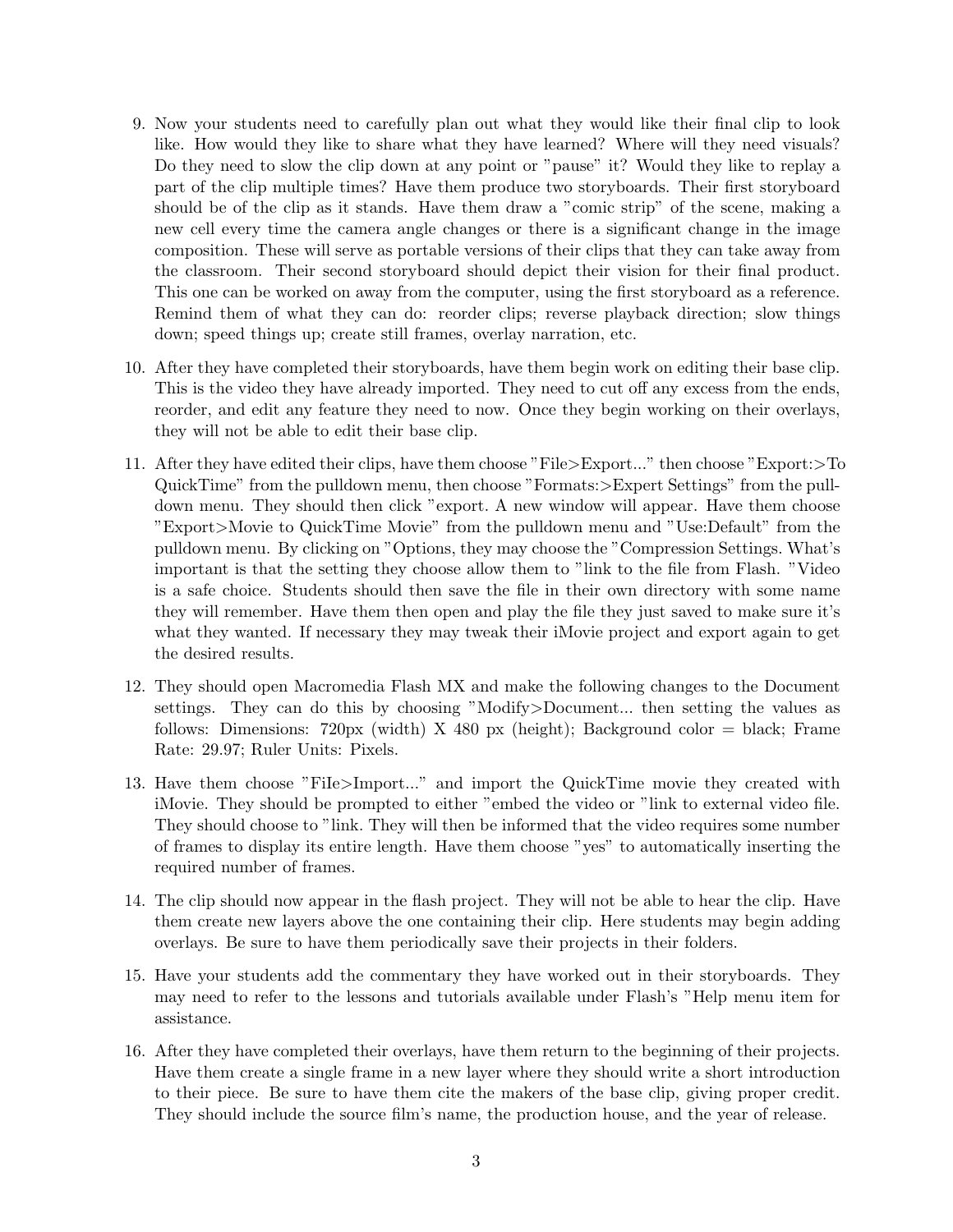9. Now your students need to carefully plan out what they would like their final clip to look like. How would they like to share what they have learned? Where will they need visuals? Do they need to slow the clip down at any point or "pause" it? Would they like to replay a part of the clip multiple times? Have them produce two storyboards. Their first storyboard should be of the clip as it stands. Have them draw a "comic strip" of the scene, making a new cell every time the camera angle changes or there is a significant change in the image composition. These will serve as portable versions of their clips that they can take away from the classroom. Their second storyboard should depict their vision for their final product. This one can be worked on away from the computer, using the first storyboard as a reference. Remind them of what they can do: reorder clips; reverse playback direction; slow things down; speed things up; create still frames, overlay narration, etc.

10. After they have completed their storyboards, have them begin work on editing their base clip. This is the video they have already imported. They need to cut off any excess from the ends, reorder, and edit any feature they need to now. Once they begin working on their overlays, they will not be able to edit their base clip.

11. After they have edited their clips, have them choose "File>Export..." then choose "Export:>To QuickTime" from the pulldown menu, then choose "Formats:>Expert Settings" from the pulldown menu. They should then click "export. A new window will appear. Have them choose "Export>Movie to QuickTime Movie" from the pulldown menu and "Use:Default" from the pulldown menu. By clicking on "Options, they may choose the "Compression Settings. What's important is that the setting they choose allow them to "link to the file from Flash. "Video is a safe choice. Students should then save the file in their own directory with some name they will remember. Have them then open and play the file they just saved to make sure it's what they wanted. If necessary they may tweak their iMovie project and export again to get the desired results.

12. They should open Macromedia Flash MX and make the following changes to the Document settings. They can do this by choosing "Modify>Document... then setting the values as follows: Dimensions: 720px (width) X 480 px (height); Background color = black; Frame Rate: 29.97; Ruler Units: Pixels.

13. Have them choose "FiIe>Import..." and import the QuickTime movie they created with iMovie. They should be prompted to either "embed the video or "link to external video file. They should choose to "link. They will then be informed that the video requires some number of frames to display its entire length. Have them choose "yes" to automatically inserting the required number of frames.

14. The clip should now appear in the flash project. They will not be able to hear the clip. Have them create new layers above the one containing their clip. Here students may begin adding overlays. Be sure to have them periodically save their projects in their folders.

15. Have your students add the commentary they have worked out in their storyboards. They may need to refer to the lessons and tutorials available under Flash's "Help menu item for assistance.

16. After they have completed their overlays, have them return to the beginning of their projects. Have them create a single frame in a new layer where they should write a short introduction to their piece. Be sure to have them cite the makers of the base clip, giving proper credit. They should include the source film's name, the production house, and the year of release.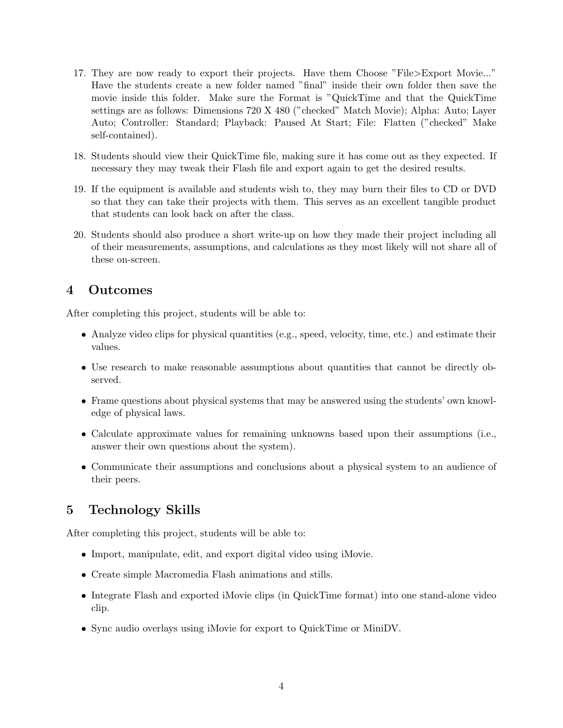17. They are now ready to export their projects. Have them Choose "File>Export Movie..." Have the students create a new folder named "final" inside their own folder then save the movie inside this folder. Make sure the Format is "QuickTime and that the QuickTime settings are as follows: Dimensions 720 X 480 ("checked" Match Movie); Alpha: Auto; Layer Auto; Controller: Standard; Playback: Paused At Start; File: Flatten ("checked" Make self-contained).

18. Students should view their QuickTime file, making sure it has come out as they expected. If necessary they may tweak their Flash file and export again to get the desired results.

19. If the equipment is available and students wish to, they may burn their files to CD or DVD so that they can take their projects with them. This serves as an excellent tangible product that students can look back on after the class.

20. Students should also produce a short write-up on how they made their project including all of their measurements, assumptions, and calculations as they most likely will not share all of these on-screen.

## 4 Outcomes

After completing this project, students will be able to:

- Analyze video clips for physical quantities (e.g., speed, velocity, time, etc.) and estimate their values.
- Use research to make reasonable assumptions about quantities that cannot be directly observed.
- Frame questions about physical systems that may be answered using the students' own knowledge of physical laws.
- Calculate approximate values for remaining unknowns based upon their assumptions (i.e., answer their own questions about the system).
- Communicate their assumptions and conclusions about a physical system to an audience of their peers.

## 5 Technology Skills

After completing this project, students will be able to:

- Import, manipulate, edit, and export digital video using iMovie.
- Create simple Macromedia Flash animations and stills.
- Integrate Flash and exported iMovie clips (in QuickTime format) into one stand-alone video clip.
- Sync audio overlays using iMovie for export to QuickTime or MiniDV.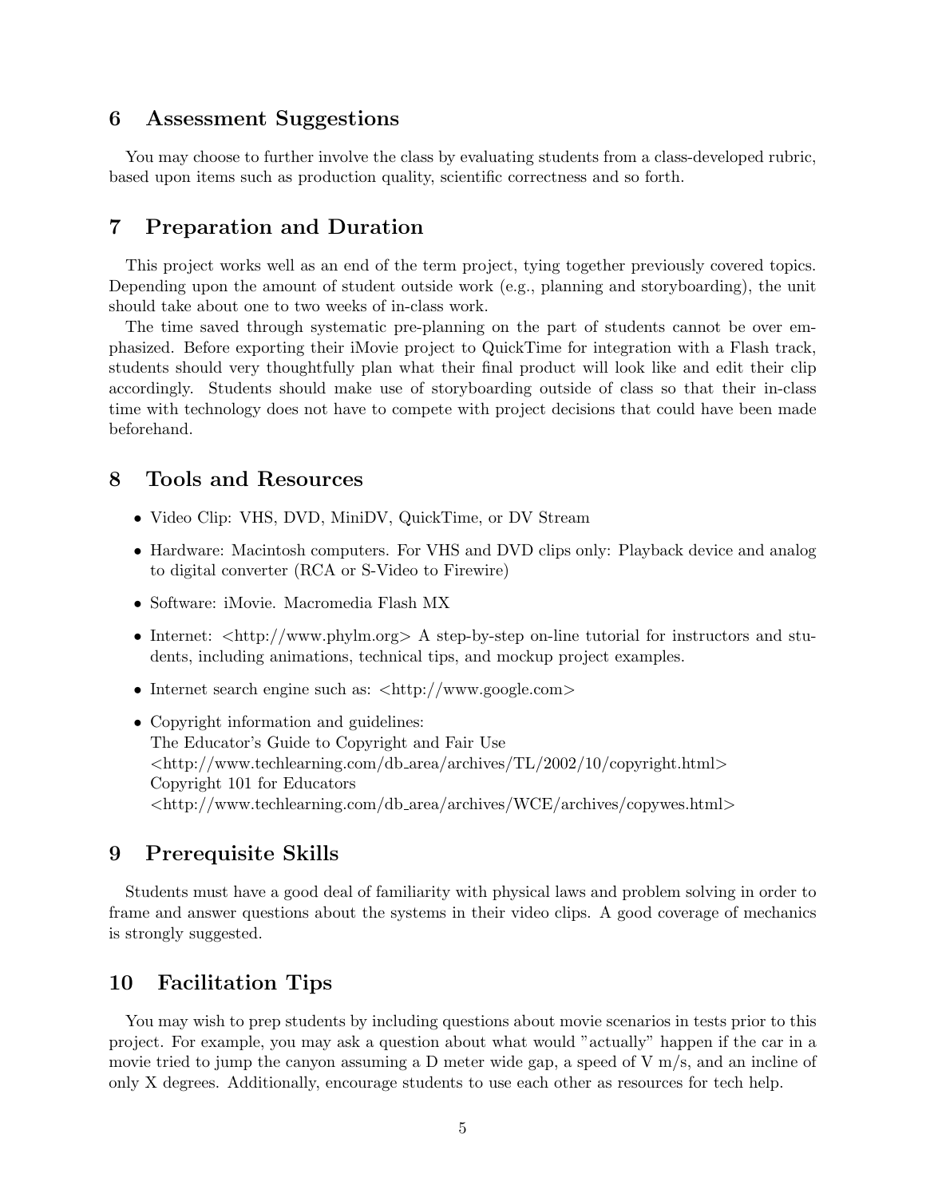## 6 Assessment Suggestions

You may choose to further involve the class by evaluating students from a class-developed rubric, based upon items such as production quality, scientific correctness and so forth.

## 7 Preparation and Duration

This project works well as an end of the term project, tying together previously covered topics. Depending upon the amount of student outside work (e.g., planning and storyboarding), the unit should take about one to two weeks of in-class work.

The time saved through systematic pre-planning on the part of students cannot be over emphasized. Before exporting their iMovie project to QuickTime for integration with a Flash track, students should very thoughtfully plan what their final product will look like and edit their clip accordingly. Students should make use of storyboarding outside of class so that their in-class time with technology does not have to compete with project decisions that could have been made beforehand.

## 8 Tools and Resources

- Video Clip: VHS, DVD, MiniDV, QuickTime, or DV Stream
- Hardware: Macintosh computers. For VHS and DVD clips only: Playback device and analog to digital converter (RCA or S-Video to Firewire)
- Software: iMovie. Macromedia Flash MX
- Internet: <http://www.phylm.org> A step-by-step on-line tutorial for instructors and students, including animations, technical tips, and mockup project examples.
- Internet search engine such as: <http://www.google.com>
- Copyright information and guidelines:
  The Educator's Guide to Copyright and Fair Use
  <http://www.techlearning.com/db_area/archives/TL/2002/10/copyright.html>
  Copyright 101 for Educators
  <http://www.techlearning.com/db_area/archives/WCE/archives/copywes.html>

## 9 Prerequisite Skills

Students must have a good deal of familiarity with physical laws and problem solving in order to frame and answer questions about the systems in their video clips. A good coverage of mechanics is strongly suggested.

## 10 Facilitation Tips

You may wish to prep students by including questions about movie scenarios in tests prior to this project. For example, you may ask a question about what would "actually" happen if the car in a movie tried to jump the canyon assuming a D meter wide gap, a speed of V m/s, and an incline of only X degrees. Additionally, encourage students to use each other as resources for tech help.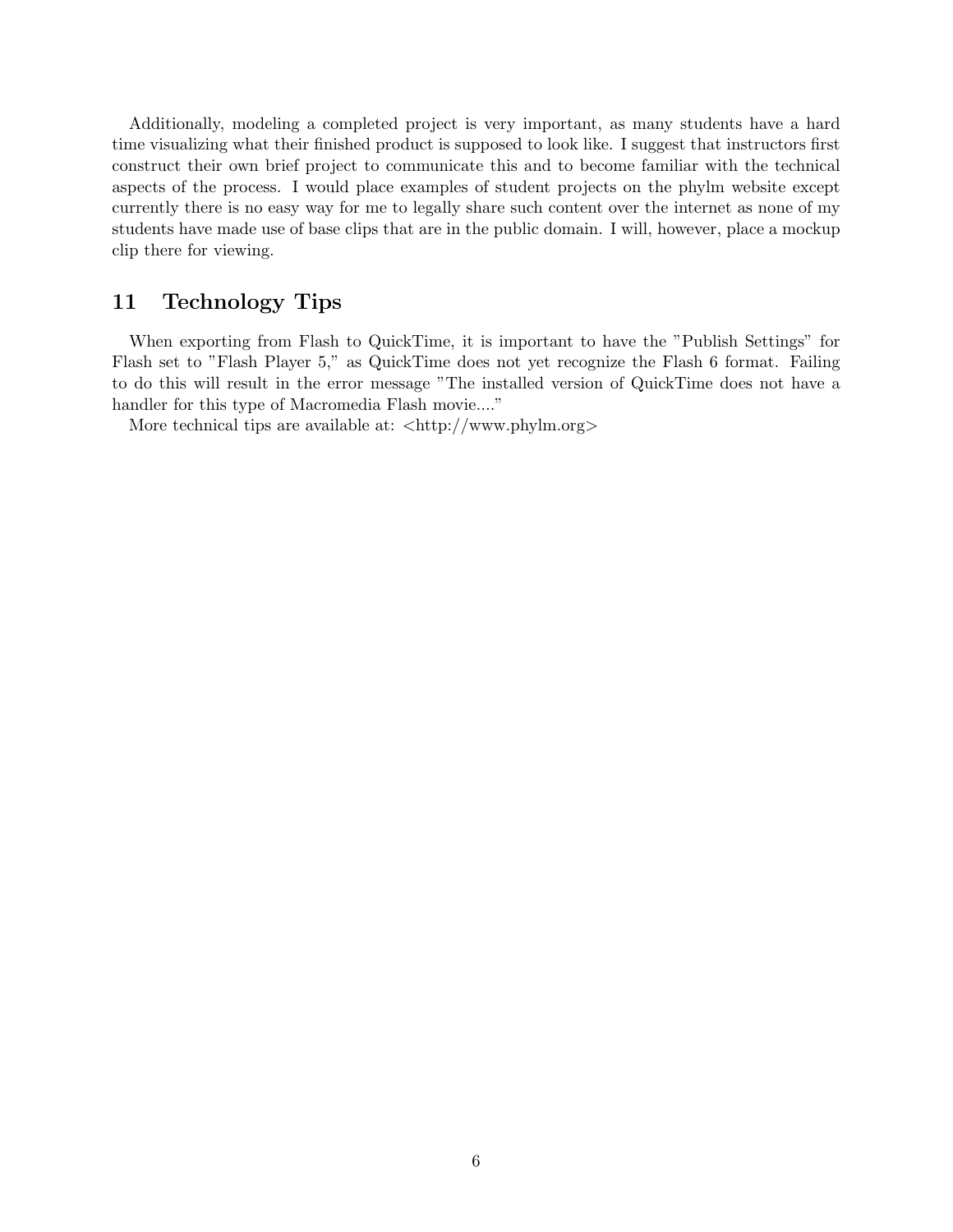Additionally, modeling a completed project is very important, as many students have a hard time visualizing what their finished product is supposed to look like. I suggest that instructors first construct their own brief project to communicate this and to become familiar with the technical aspects of the process. I would place examples of student projects on the phylm website except currently there is no easy way for me to legally share such content over the internet as none of my students have made use of base clips that are in the public domain. I will, however, place a mockup clip there for viewing.

## 11 Technology Tips

When exporting from Flash to QuickTime, it is important to have the "Publish Settings" for Flash set to "Flash Player 5," as QuickTime does not yet recognize the Flash 6 format. Failing to do this will result in the error message "The installed version of QuickTime does not have a handler for this type of Macromedia Flash movie...."

More technical tips are available at: <http://www.phylm.org>